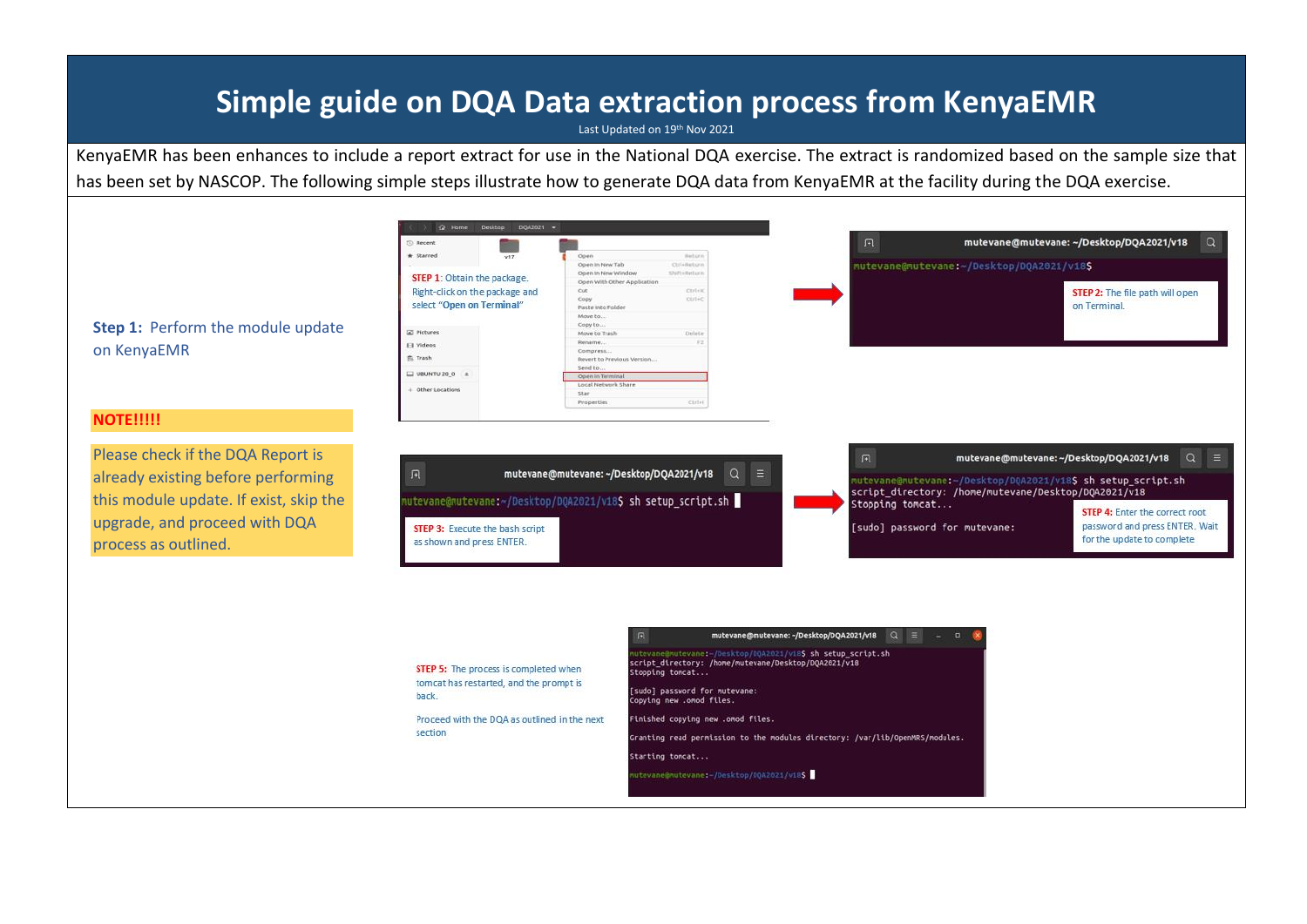# Simple guide on DQA Data extraction process from KenyaEMR

Last Updated on 19th Nov 2021

KenyaEMR has been enhances to include a report extract for use in the National DQA exercise. The extract is randomized based on the sample size that has been set by NASCOP. The following simple steps illustrate how to generate DQA data from KenyaEMR at the facility during the DQA exercise.

**Step 1:** Perform the module update on KenyaEMR

**NOTE!!!!!**

Please check if the DQA Report is already existing before performing this module update. If exist, skip the upgrade, and proceed with DQA process as outlined.

**STEP 1:** Obtain the package. Right-click on the package and select "**Open on Terminal**"

**STEP 2:** The file path will open on Terminal.

```
mutevane@mutevane:~/Desktop/DQA2021/v18$
```

**STEP 3:** Execute the bash script as shown and press ENTER.

```
mutevane@mutevane:~/Desktop/DQA2021/v18$ sh setup_script.sh
```

**STEP 4:** Enter the correct root password and press ENTER. Wait for the update to complete

```
mutevane@mutevane:~/Desktop/DQA2021/v18$ sh setup_script.sh
script_directory: /home/mutevane/Desktop/DQA2021/v18
Stopping tomcat...

[sudo] password for mutevane:
```

**STEP 5:** The process is completed when tomcat has restarted, and the prompt is back.

Proceed with the DQA as outlined in the next section

```
mutevane@mutevane:~/Desktop/DQA2021/v18$ sh setup_script.sh
script_directory: /home/mutevane/Desktop/DQA2021/v18
Stopping tomcat...

[sudo] password for mutevane:
Copying new .omod files.

Finished copying new .omod files.

Granting read permission to the modules directory: /var/lib/OpenMRS/modules.

Starting tomcat...

mutevane@mutevane:~/Desktop/DQA2021/v18$
```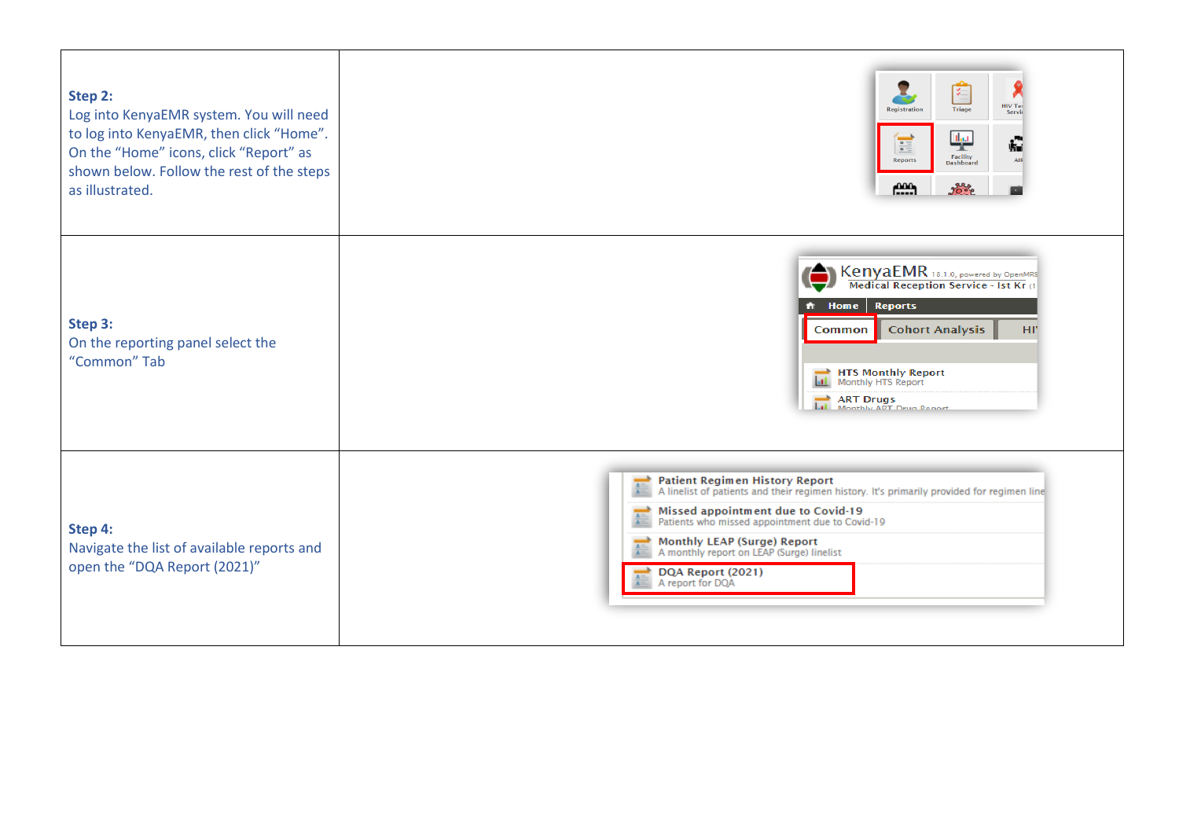| | |
|---|---|
| **Step 2:**<br>Log into KenyaEMR system. You will need to log into KenyaEMR, then click "Home". On the "Home" icons, click "Report" as shown below. Follow the rest of the steps as illustrated. | |
| **Step 3:**<br>On the reporting panel select the "Common" Tab | |
| **Step 4:**<br>Navigate the list of available reports and open the "DQA Report (2021)" | |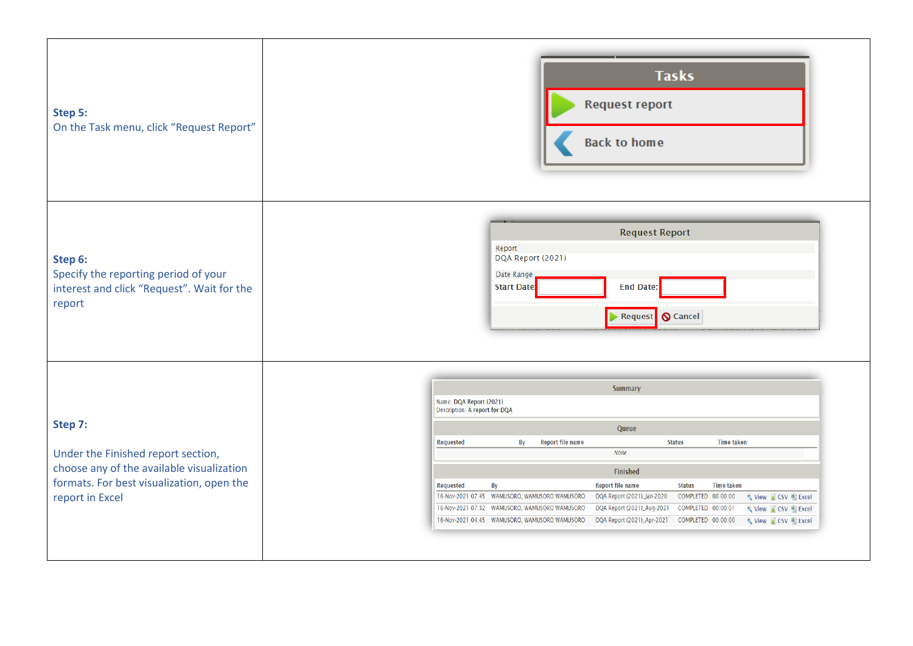| | |
|---|---|
| **Step 5:** On the Task menu, click "Request Report" | |
| **Step 6:** Specify the reporting period of your interest and click "Request". Wait for the report | |
| **Step 7:** Under the Finished report section, choose any of the available visualization formats. For best visualization, open the report in Excel | |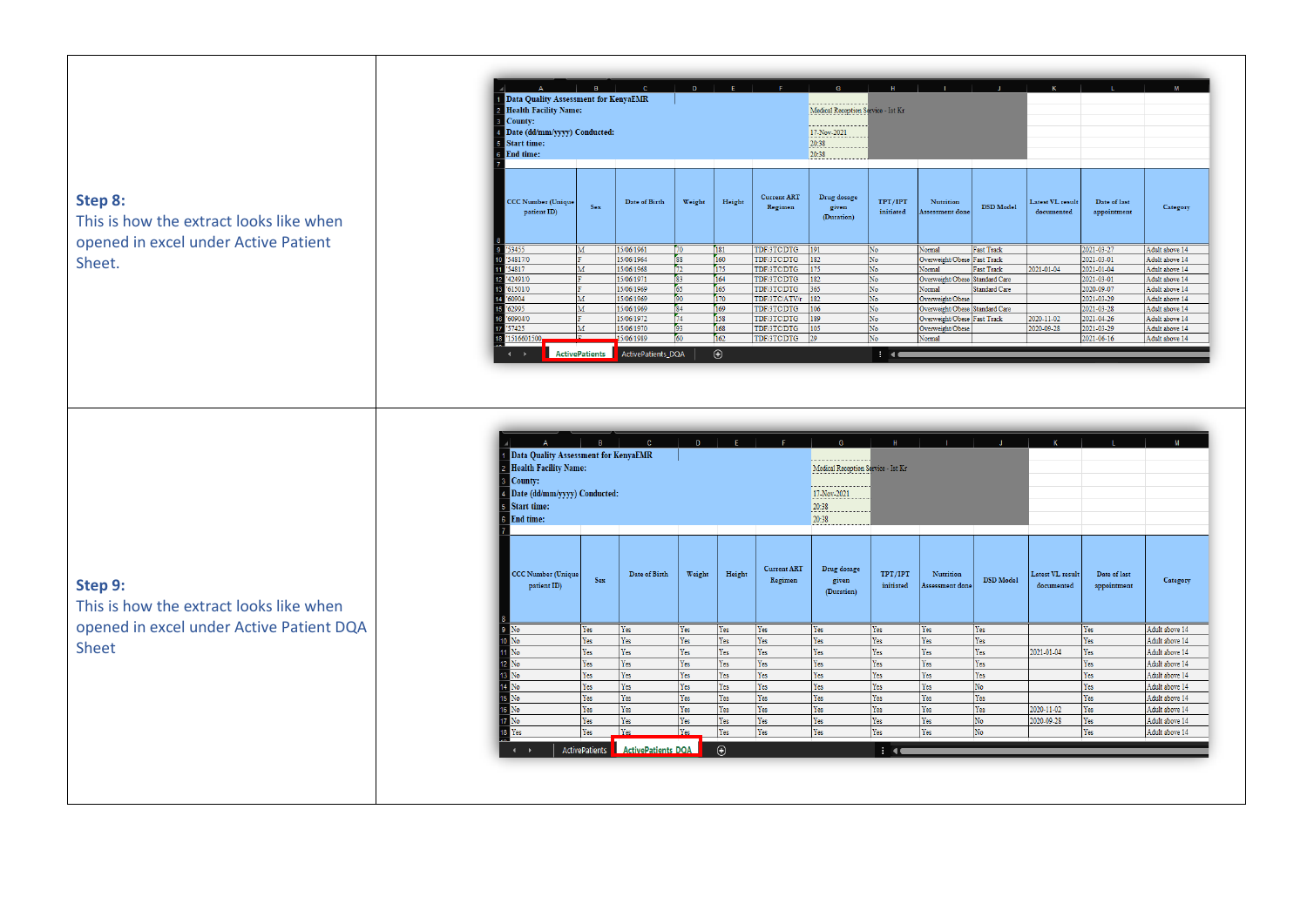| | |
|---|---|
| **Step 8:**<br>This is how the extract looks like when opened in excel under Active Patient Sheet. | |
| **Step 9:**<br>This is how the extract looks like when opened in excel under Active Patient DQA Sheet | |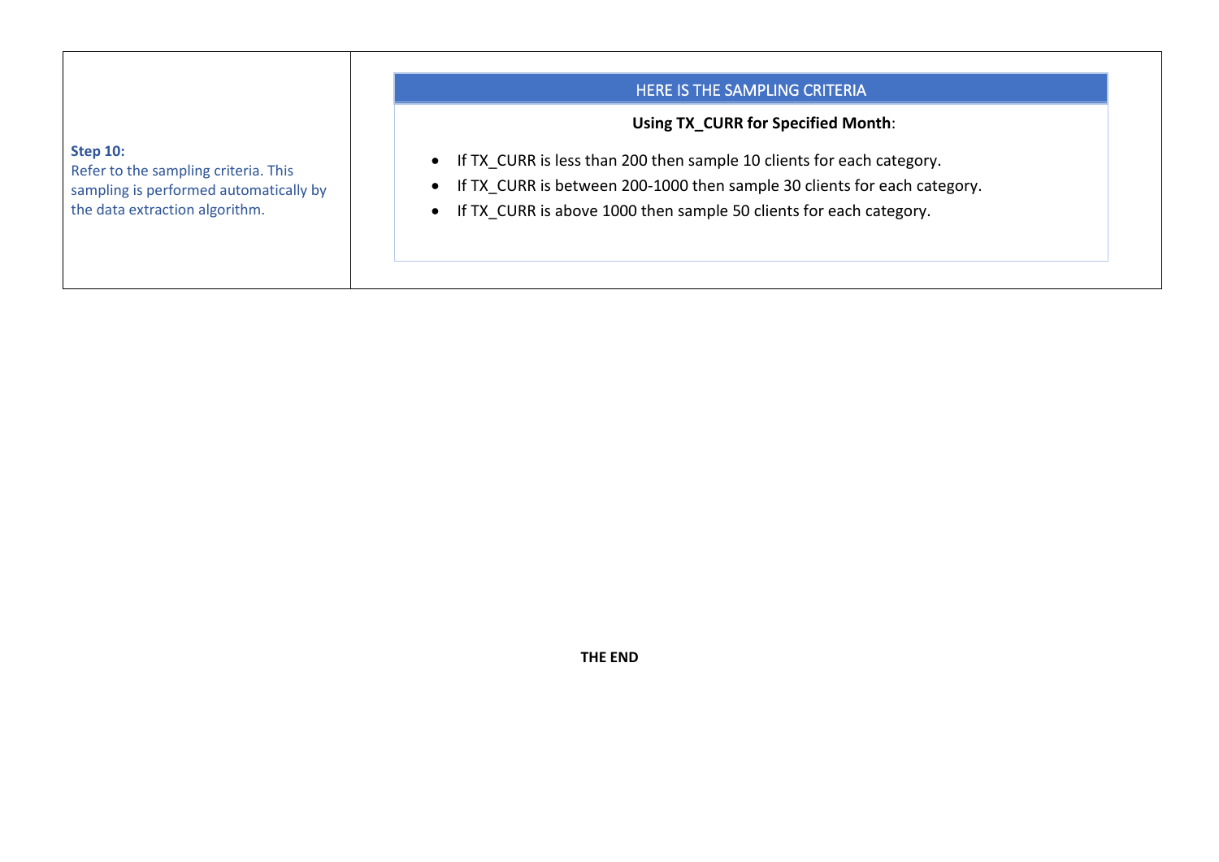| | |
|---|---|
| **Step 10:**<br>Refer to the sampling criteria. This sampling is performed automatically by the data extraction algorithm. | HERE IS THE SAMPLING CRITERIA<br><br>**Using TX_CURR for Specified Month**:<br><br>• If TX_CURR is less than 200 then sample 10 clients for each category.<br>• If TX_CURR is between 200-1000 then sample 30 clients for each category.<br>• If TX_CURR is above 1000 then sample 50 clients for each category. |

**THE END**